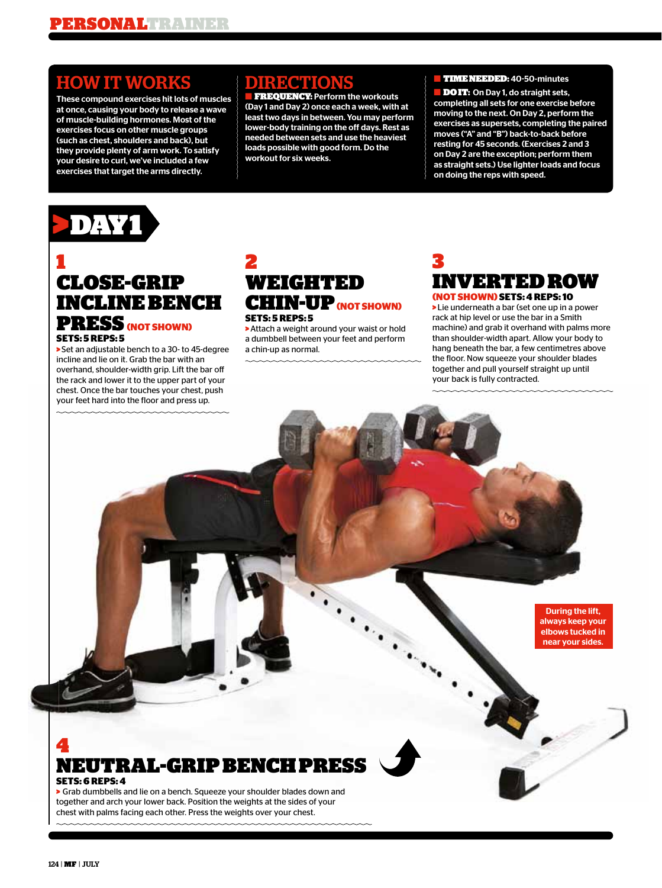## HOW IT WORKS

These compound exercises hit lots of muscles at once, causing your body to release a wave of muscle-building hormones. Most of the exercises focus on other muscle groups (such as chest, shoulders and back), but they provide plenty of arm work. To satisfy your desire to curl, we've included a few exercises that target the arms directly.

## DIRECTIONS

**FREQUENCY:** Perform the workouts (Day 1 and Day 2) once each a week, with at least two days in between. You may perform lower-body training on the off days. Rest as needed between sets and use the heaviest loads possible with good form. Do the workout for six weeks.

**TIME NEEDED:** 40-50-minutes

**DO IT:** On Day 1, do straight sets, completing all sets for one exercise before moving to the next. On Day 2, perform the exercises as supersets, completing the paired moves ("A" and "B") back-to-back before resting for 45 seconds. (Exercises 2 and 3 on Day 2 are the exception; perform them as straight sets.) Use lighter loads and focus on doing the reps with speed.

# DAY1

## 1 CLOSE-GRIP INCLINE BENCH PRESS (NOT SHOWN)

**SETS: 5 REPS: 5**

Set an adjustable bench to a 30- to 45-degree incline and lie on it. Grab the bar with an overhand, shoulder-width grip. Lift the bar off the rack and lower it to the upper part of your chest. Once the bar touches your chest, push your feet hard into the floor and press up.

## 2 WEIGHTED CHIN-UP (NOT SHOWN)

**SETS: 5 REPS: 5**

Attach a weight around your waist or hold a dumbbell between your feet and perform a chin-up as normal.

## 3 INVERTED ROW (NOT SHOWN)

**SETS: 4 REPS: 10**

Lie underneath a bar (set one up in a power rack at hip level or use the bar in a Smith machine) and grab it overhand with palms more than shoulder-width apart. Allow your body to hang beneath the bar, a few centimetres above the floor. Now squeeze your shoulder blades together and pull yourself straight up until your back is fully contracted.

During the lift, always keep your elbows tucked in near your sides.

## 4 NEUTRAL-GRIP BENCH PRESS

**SETS: 6 REPS: 4**

Grab dumbbells and lie on a bench. Squeeze your shoulder blades down and together and arch your lower back. Position the weights at the sides of your chest with palms facing each other. Press the weights over your chest.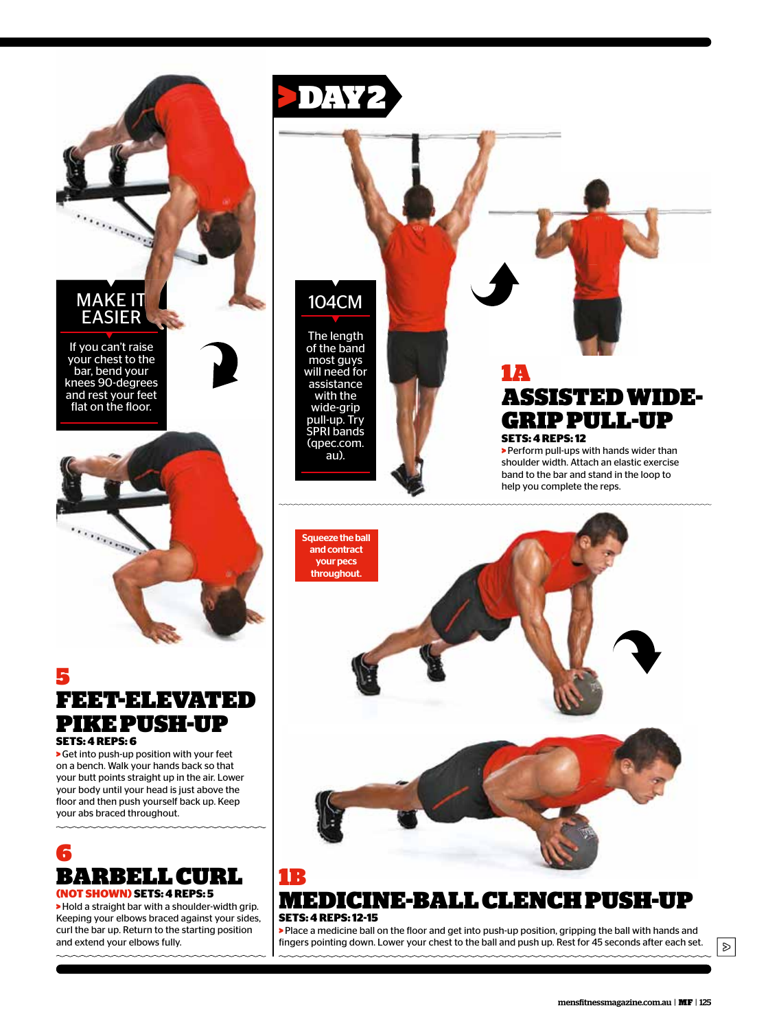MAKE IT EASIER

If you can't raise your chest to the bar, bend your knees 90-degrees and rest your feet flat on the floor.

## 5 FEET-ELEVATED PIKE PUSH-UP

**SETS: 4 REPS: 6**

Get into push-up position with your feet on a bench. Walk your hands back so that your butt points straight up in the air. Lower your body until your head is just above the floor and then push yourself back up. Keep your abs braced throughout.

## 6 BARBELL CURL

**(NOT SHOWN) SETS: 4 REPS: 5**

Hold a straight bar with a shoulder-width grip. Keeping your elbows braced against your sides, curl the bar up. Return to the starting position and extend your elbows fully.

# DAY 2

104CM

The length of the band most guys will need for assistance with the wide-grip pull-up. Try SPRI bands (qpec.com.au).

## 1A ASSISTED WIDE-GRIP PULL-UP

**SETS: 4 REPS: 12**

Perform pull-ups with hands wider than shoulder width. Attach an elastic exercise band to the bar and stand in the loop to help you complete the reps.

Squeeze the ball and contract your pecs throughout.

## 1B MEDICINE-BALL CLENCH PUSH-UP

**SETS: 4 REPS: 12-15**

Place a medicine ball on the floor and get into push-up position, gripping the ball with hands and fingers pointing down. Lower your chest to the ball and push up. Rest for 45 seconds after each set.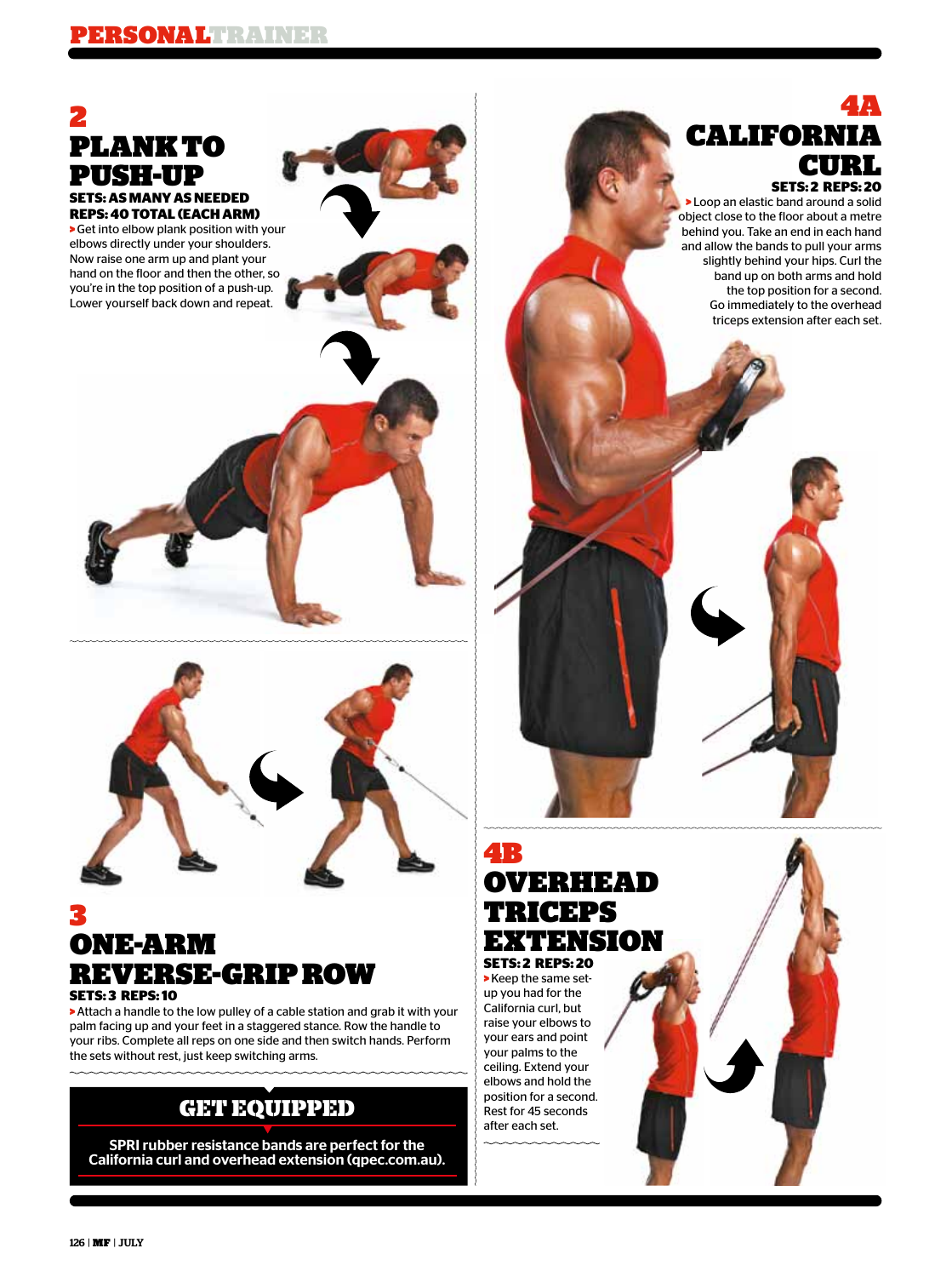## 2 PLANK TO PUSH-UP

**SETS: AS MANY AS NEEDED**
**REPS: 40 TOTAL (EACH ARM)**

Get into elbow plank position with your elbows directly under your shoulders. Now raise one arm up and plant your hand on the floor and then the other, so you're in the top position of a push-up. Lower yourself back down and repeat.

## 3 ONE-ARM REVERSE-GRIP ROW

**SETS: 3 REPS: 10**

Attach a handle to the low pulley of a cable station and grab it with your palm facing up and your feet in a staggered stance. Row the handle to your ribs. Complete all reps on one side and then switch hands. Perform the sets without rest, just keep switching arms.

### GET EQUIPPED

SPRI rubber resistance bands are perfect for the California curl and overhead extension (qpec.com.au).

## 4A CALIFORNIA CURL

**SETS: 2 REPS: 20**

Loop an elastic band around a solid object close to the floor about a metre behind you. Take an end in each hand and allow the bands to pull your arms slightly behind your hips. Curl the band up on both arms and hold the top position for a second. Go immediately to the overhead triceps extension after each set.

## 4B OVERHEAD TRICEPS EXTENSION

**SETS: 2 REPS: 20**

Keep the same set-up you had for the California curl, but raise your elbows to your ears and point your palms to the ceiling. Extend your elbows and hold the position for a second. Rest for 45 seconds after each set.